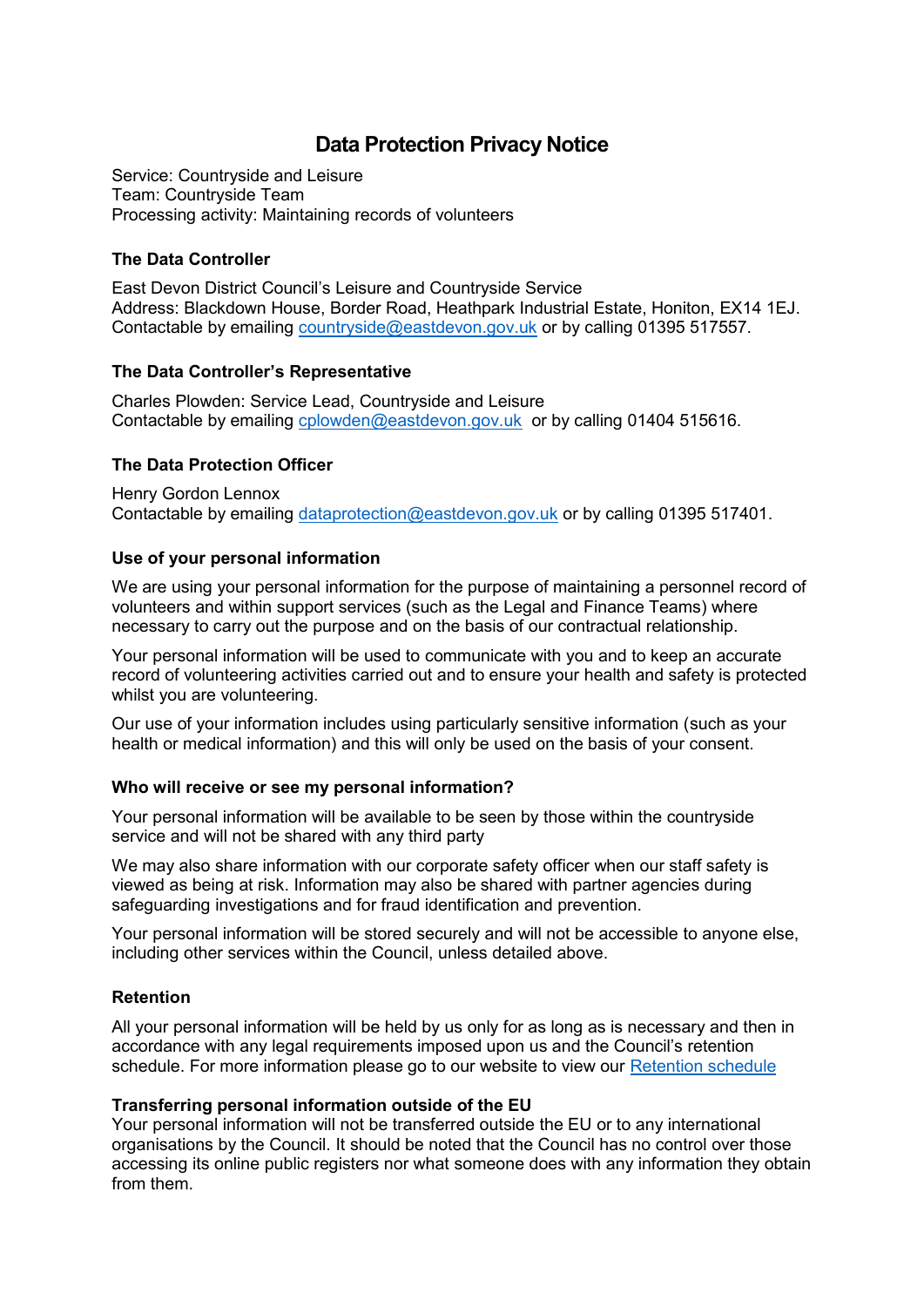# Data Protection Privacy Notice

Service: Countryside and Leisure
Team: Countryside Team
Processing activity: Maintaining records of volunteers

### The Data Controller

East Devon District Council's Leisure and Countryside Service
Address: Blackdown House, Border Road, Heathpark Industrial Estate, Honiton, EX14 1EJ.
Contactable by emailing countryside@eastdevon.gov.uk or by calling 01395 517557.

### The Data Controller's Representative

Charles Plowden: Service Lead, Countryside and Leisure
Contactable by emailing cplowden@eastdevon.gov.uk or by calling 01404 515616.

### The Data Protection Officer

Henry Gordon Lennox
Contactable by emailing dataprotection@eastdevon.gov.uk or by calling 01395 517401.

### Use of your personal information

We are using your personal information for the purpose of maintaining a personnel record of volunteers and within support services (such as the Legal and Finance Teams) where necessary to carry out the purpose and on the basis of our contractual relationship.

Your personal information will be used to communicate with you and to keep an accurate record of volunteering activities carried out and to ensure your health and safety is protected whilst you are volunteering.

Our use of your information includes using particularly sensitive information (such as your health or medical information) and this will only be used on the basis of your consent.

### Who will receive or see my personal information?

Your personal information will be available to be seen by those within the countryside service and will not be shared with any third party

We may also share information with our corporate safety officer when our staff safety is viewed as being at risk. Information may also be shared with partner agencies during safeguarding investigations and for fraud identification and prevention.

Your personal information will be stored securely and will not be accessible to anyone else, including other services within the Council, unless detailed above.

### Retention

All your personal information will be held by us only for as long as is necessary and then in accordance with any legal requirements imposed upon us and the Council's retention schedule. For more information please go to our website to view our Retention schedule

### Transferring personal information outside of the EU

Your personal information will not be transferred outside the EU or to any international organisations by the Council. It should be noted that the Council has no control over those accessing its online public registers nor what someone does with any information they obtain from them.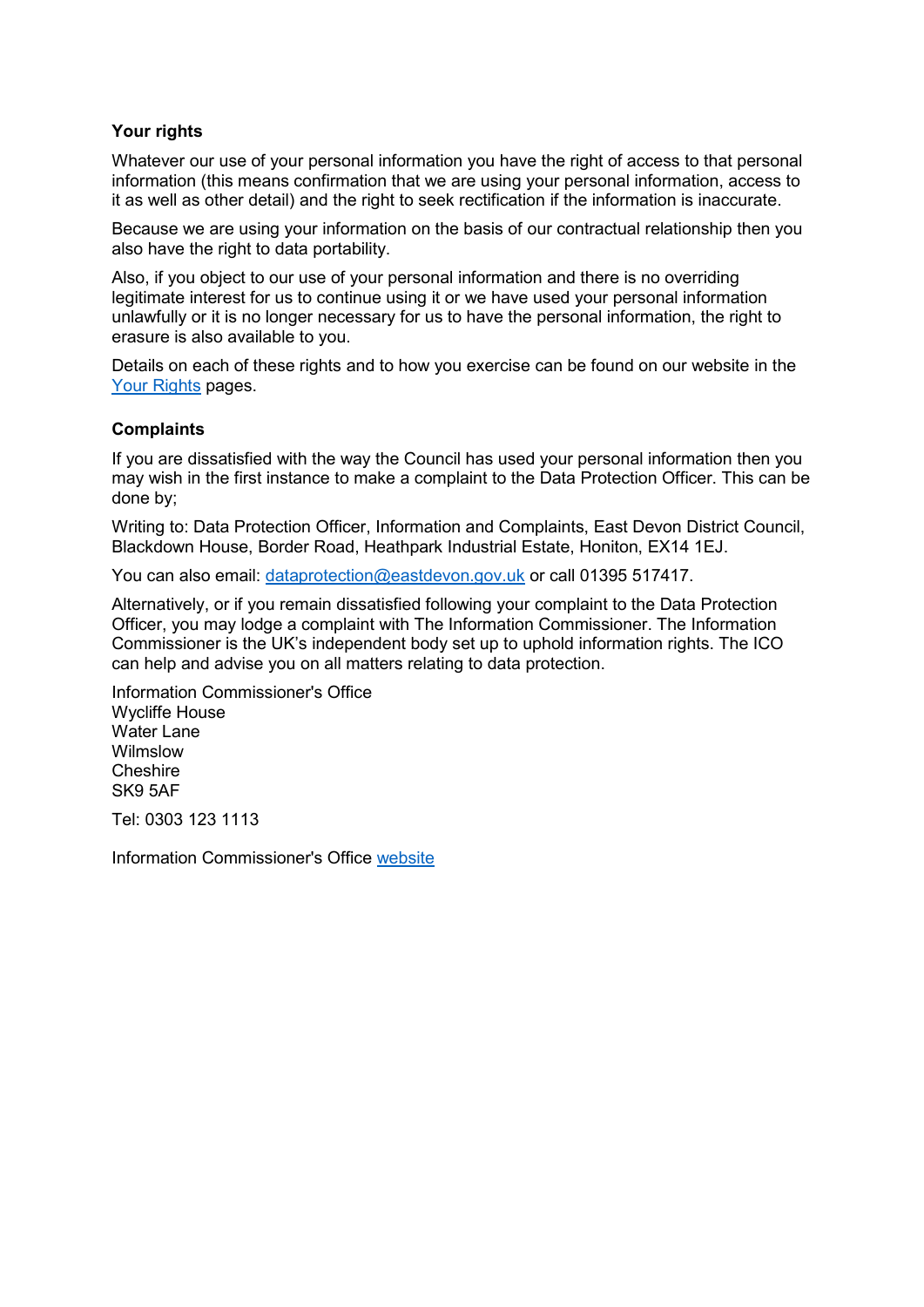### Your rights

Whatever our use of your personal information you have the right of access to that personal information (this means confirmation that we are using your personal information, access to it as well as other detail) and the right to seek rectification if the information is inaccurate.

Because we are using your information on the basis of our contractual relationship then you also have the right to data portability.

Also, if you object to our use of your personal information and there is no overriding legitimate interest for us to continue using it or we have used your personal information unlawfully or it is no longer necessary for us to have the personal information, the right to erasure is also available to you.

Details on each of these rights and to how you exercise can be found on our website in the [Your Rights] pages.

### Complaints

If you are dissatisfied with the way the Council has used your personal information then you may wish in the first instance to make a complaint to the Data Protection Officer. This can be done by;

Writing to: Data Protection Officer, Information and Complaints, East Devon District Council, Blackdown House, Border Road, Heathpark Industrial Estate, Honiton, EX14 1EJ.

You can also email: dataprotection@eastdevon.gov.uk or call 01395 517417.

Alternatively, or if you remain dissatisfied following your complaint to the Data Protection Officer, you may lodge a complaint with The Information Commissioner. The Information Commissioner is the UK's independent body set up to uphold information rights. The ICO can help and advise you on all matters relating to data protection.

Information Commissioner's Office
Wycliffe House
Water Lane
Wilmslow
Cheshire
SK9 5AF

Tel: 0303 123 1113

Information Commissioner's Office [website]